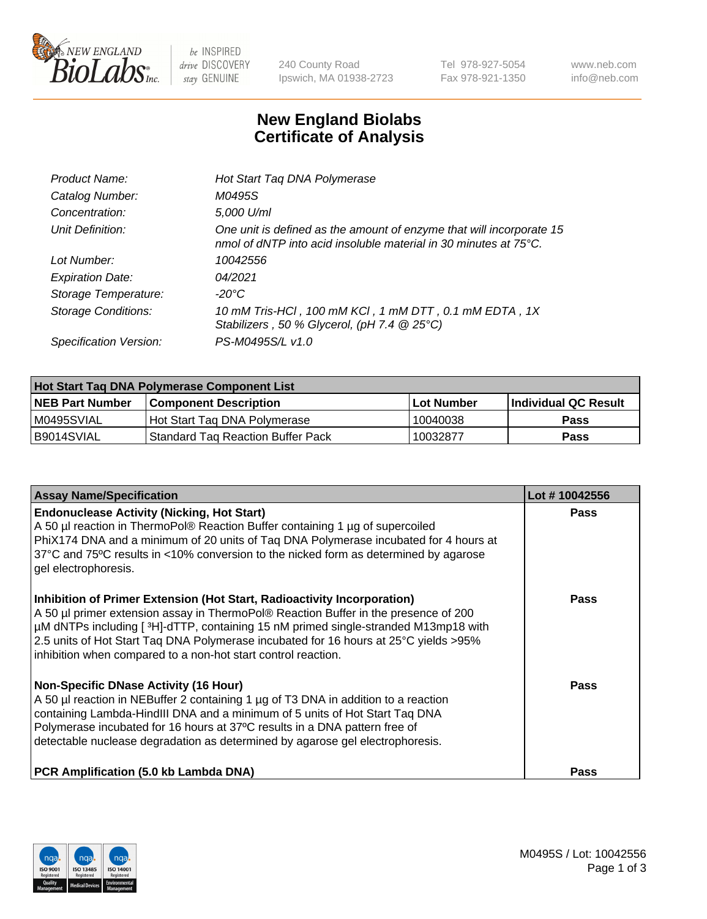# New England Biolabs
# Certificate of Analysis

| | |
|---|---|
| *Product Name:* | *Hot Start Taq DNA Polymerase* |
| *Catalog Number:* | *M0495S* |
| *Concentration:* | *5,000 U/ml* |
| *Unit Definition:* | *One unit is defined as the amount of enzyme that will incorporate 15 nmol of dNTP into acid insoluble material in 30 minutes at 75°C.* |
| *Lot Number:* | *10042556* |
| *Expiration Date:* | *04/2021* |
| *Storage Temperature:* | *-20°C* |
| *Storage Conditions:* | *10 mM Tris-HCl , 100 mM KCl , 1 mM DTT , 0.1 mM EDTA , 1X Stabilizers , 50 % Glycerol, (pH 7.4 @ 25°C)* |
| *Specification Version:* | *PS-M0495S/L v1.0* |

| Hot Start Taq DNA Polymerase Component List | | | |
|---|---|---|---|
| **NEB Part Number** | **Component Description** | **Lot Number** | **Individual QC Result** |
| M0495SVIAL | Hot Start Taq DNA Polymerase | 10040038 | **Pass** |
| B9014SVIAL | Standard Taq Reaction Buffer Pack | 10032877 | **Pass** |

| Assay Name/Specification | Lot # 10042556 |
|---|---|
| **Endonuclease Activity (Nicking, Hot Start)**<br>A 50 µl reaction in ThermoPol® Reaction Buffer containing 1 µg of supercoiled PhiX174 DNA and a minimum of 20 units of Taq DNA Polymerase incubated for 4 hours at 37°C and 75ºC results in <10% conversion to the nicked form as determined by agarose gel electrophoresis. | **Pass** |
| **Inhibition of Primer Extension (Hot Start, Radioactivity Incorporation)**<br>A 50 µl primer extension assay in ThermoPol® Reaction Buffer in the presence of 200 µM dNTPs including [ $^{3}$H]-dTTP, containing 15 nM primed single-stranded M13mp18 with 2.5 units of Hot Start Taq DNA Polymerase incubated for 16 hours at 25°C yields >95% inhibition when compared to a non-hot start control reaction. | **Pass** |
| **Non-Specific DNase Activity (16 Hour)**<br>A 50 µl reaction in NEBuffer 2 containing 1 µg of T3 DNA in addition to a reaction containing Lambda-HindIII DNA and a minimum of 5 units of Hot Start Taq DNA Polymerase incubated for 16 hours at 37ºC results in a DNA pattern free of detectable nuclease degradation as determined by agarose gel electrophoresis. | **Pass** |
| **PCR Amplification (5.0 kb Lambda DNA)** | **Pass** |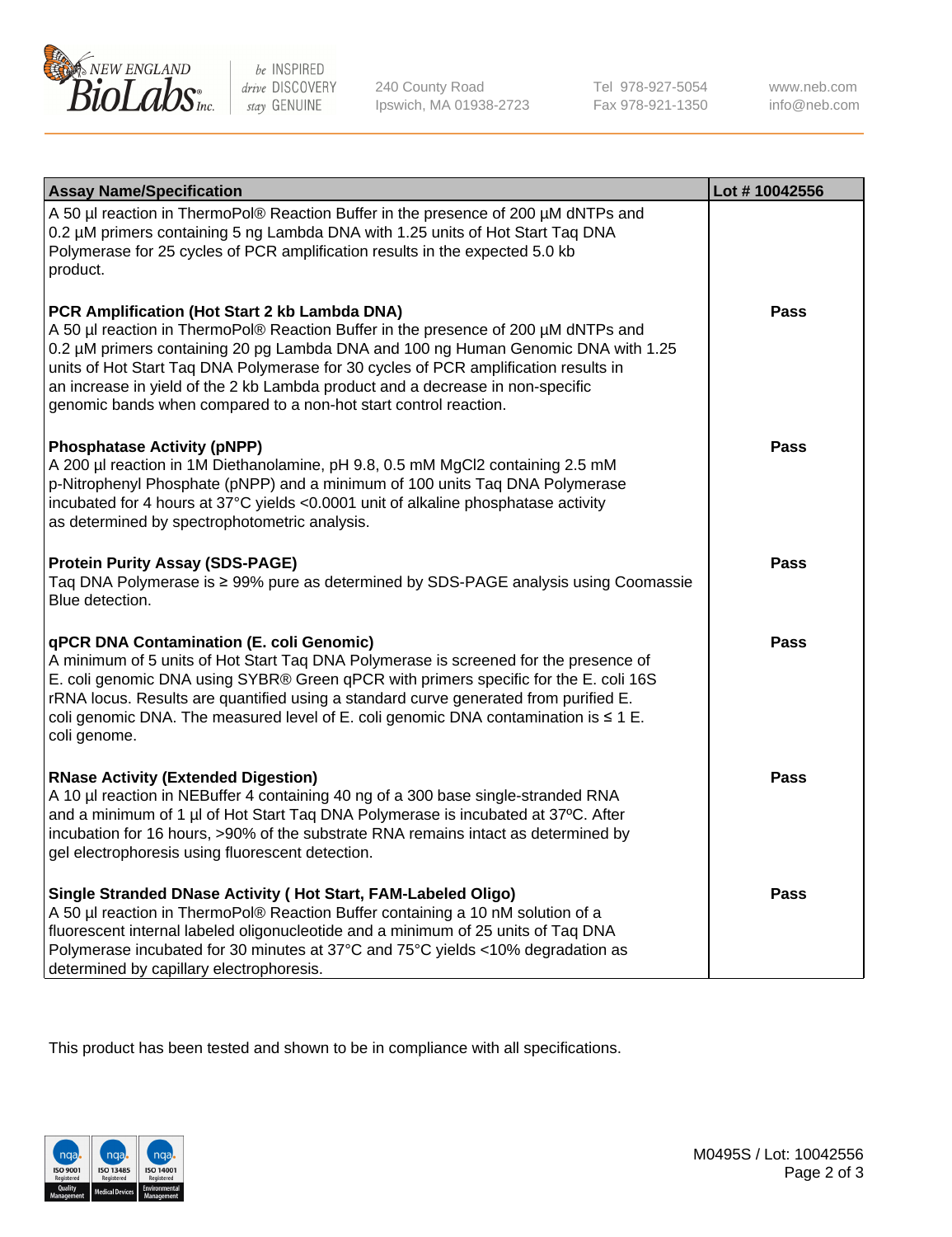| Assay Name/Specification | Lot # 10042556 |
| --- | --- |
| A 50 µl reaction in ThermoPol® Reaction Buffer in the presence of 200 µM dNTPs and 0.2 µM primers containing 5 ng Lambda DNA with 1.25 units of Hot Start Taq DNA Polymerase for 25 cycles of PCR amplification results in the expected 5.0 kb product. | |
| **PCR Amplification (Hot Start 2 kb Lambda DNA)**<br>A 50 µl reaction in ThermoPol® Reaction Buffer in the presence of 200 µM dNTPs and 0.2 µM primers containing 20 pg Lambda DNA and 100 ng Human Genomic DNA with 1.25 units of Hot Start Taq DNA Polymerase for 30 cycles of PCR amplification results in an increase in yield of the 2 kb Lambda product and a decrease in non-specific genomic bands when compared to a non-hot start control reaction. | **Pass** |
| **Phosphatase Activity (pNPP)**<br>A 200 µl reaction in 1M Diethanolamine, pH 9.8, 0.5 mM $MgCl_2$ containing 2.5 mM p-Nitrophenyl Phosphate (pNPP) and a minimum of 100 units Taq DNA Polymerase incubated for 4 hours at 37°C yields <0.0001 unit of alkaline phosphatase activity as determined by spectrophotometric analysis. | **Pass** |
| **Protein Purity Assay (SDS-PAGE)**<br>Taq DNA Polymerase is ≥ 99% pure as determined by SDS-PAGE analysis using Coomassie Blue detection. | **Pass** |
| **qPCR DNA Contamination (E. coli Genomic)**<br>A minimum of 5 units of Hot Start Taq DNA Polymerase is screened for the presence of E. coli genomic DNA using SYBR® Green qPCR with primers specific for the E. coli 16S rRNA locus. Results are quantified using a standard curve generated from purified E. coli genomic DNA. The measured level of E. coli genomic DNA contamination is ≤ 1 E. coli genome. | **Pass** |
| **RNase Activity (Extended Digestion)**<br>A 10 µl reaction in NEBuffer 4 containing 40 ng of a 300 base single-stranded RNA and a minimum of 1 µl of Hot Start Taq DNA Polymerase is incubated at 37ºC. After incubation for 16 hours, >90% of the substrate RNA remains intact as determined by gel electrophoresis using fluorescent detection. | **Pass** |
| **Single Stranded DNase Activity ( Hot Start, FAM-Labeled Oligo)**<br>A 50 µl reaction in ThermoPol® Reaction Buffer containing a 10 nM solution of a fluorescent internal labeled oligonucleotide and a minimum of 25 units of Taq DNA Polymerase incubated for 30 minutes at 37°C and 75°C yields <10% degradation as determined by capillary electrophoresis. | **Pass** |

This product has been tested and shown to be in compliance with all specifications.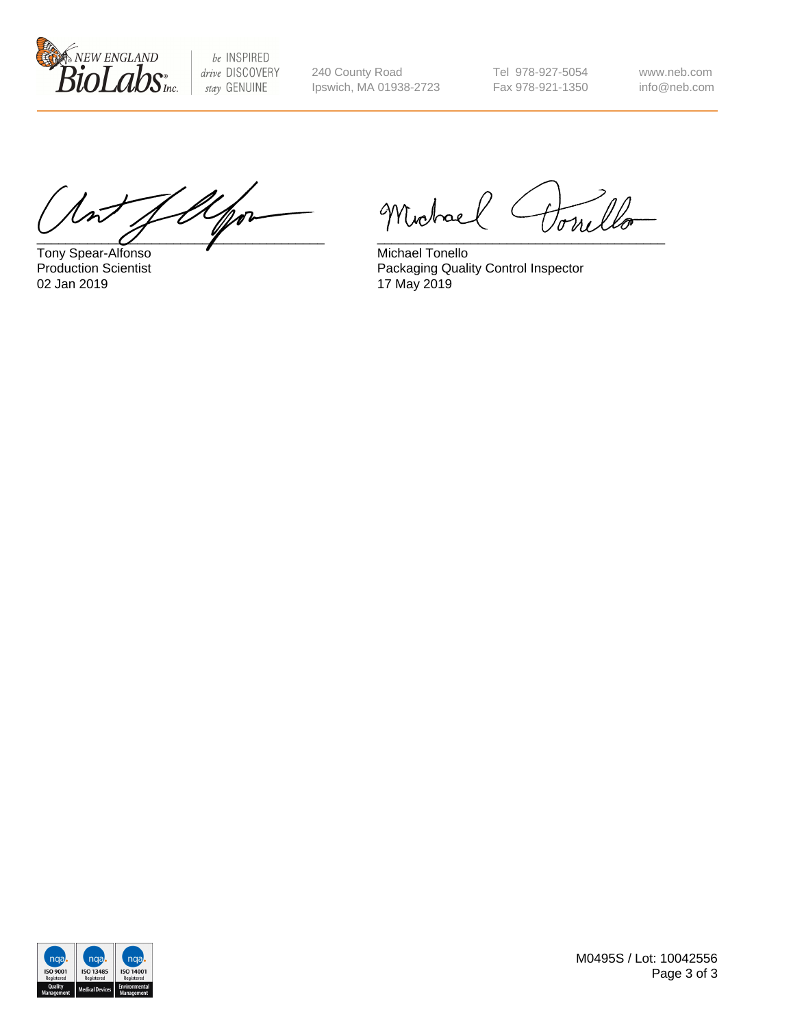Tony Spear-Alfonso
Production Scientist
02 Jan 2019

Michael Tonello
Packaging Quality Control Inspector
17 May 2019